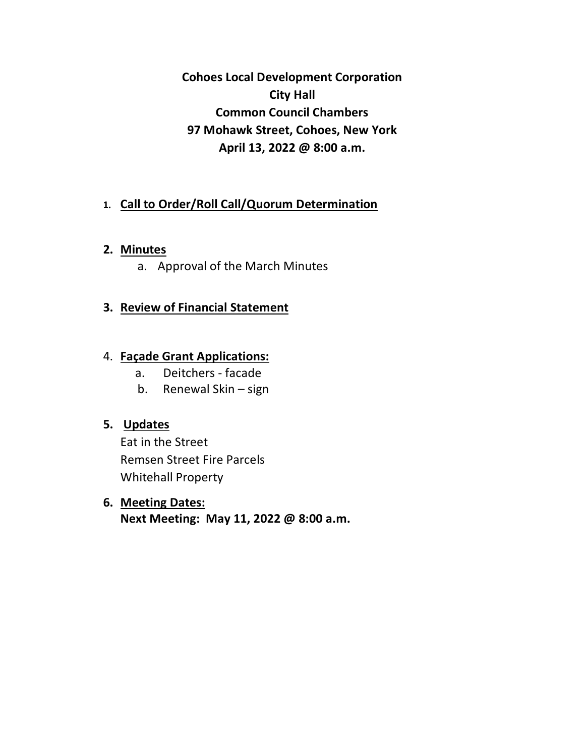**Cohoes Local Development Corporation**
**City Hall**
**Common Council Chambers**
**97 Mohawk Street, Cohoes, New York**
**April 13, 2022 @ 8:00 a.m.**

1. **Call to Order/Roll Call/Quorum Determination**

2. **Minutes**
   a. Approval of the March Minutes

3. **Review of Financial Statement**

4. **Façade Grant Applications:**
   a. Deitchers - facade
   b. Renewal Skin – sign

5. **Updates**
   Eat in the Street
   Remsen Street Fire Parcels
   Whitehall Property

6. **Meeting Dates:**
   **Next Meeting: May 11, 2022 @ 8:00 a.m.**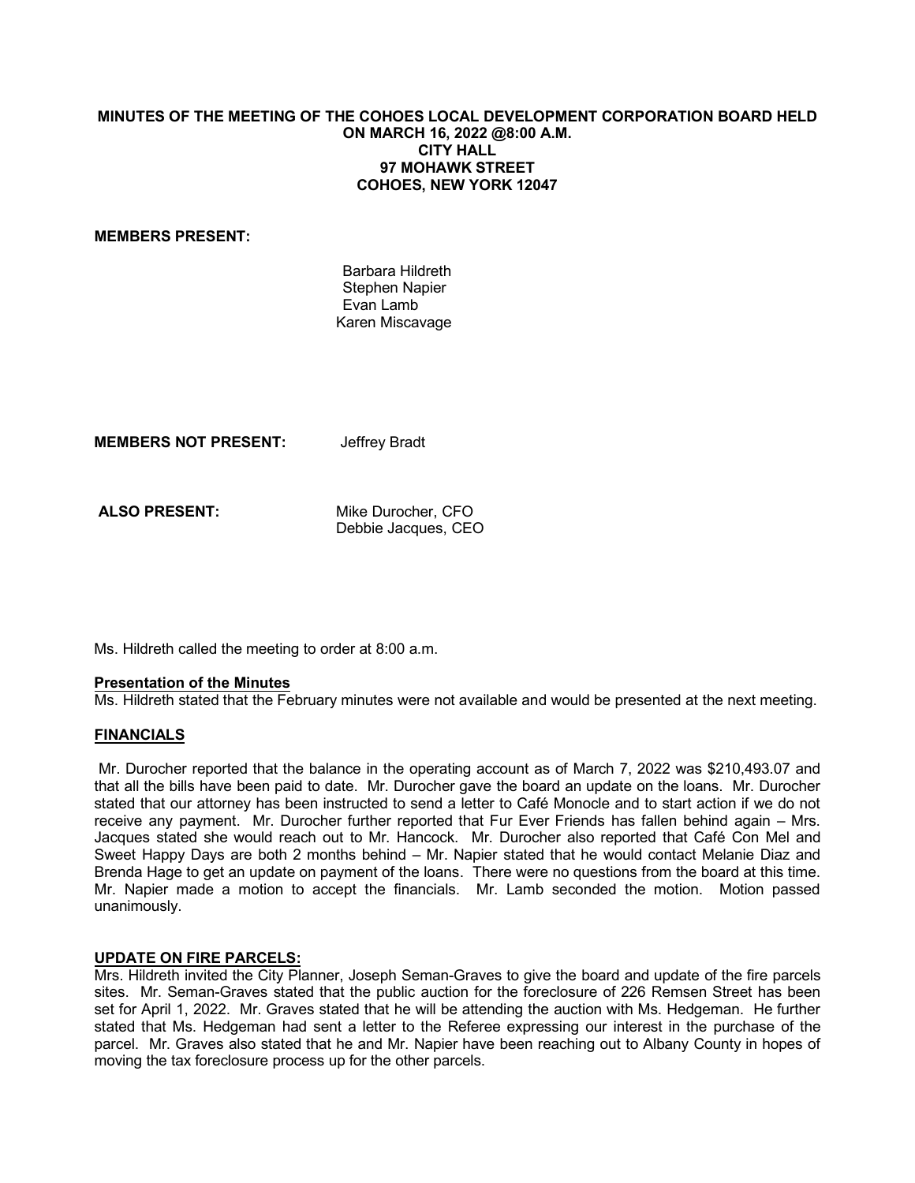**MINUTES OF THE MEETING OF THE COHOES LOCAL DEVELOPMENT CORPORATION BOARD HELD ON MARCH 16, 2022 @8:00 A.M.**
**CITY HALL**
**97 MOHAWK STREET**
**COHOES, NEW YORK 12047**

**MEMBERS PRESENT:**

Barbara Hildreth
Stephen Napier
Evan Lamb
Karen Miscavage

**MEMBERS NOT PRESENT:** Jeffrey Bradt

**ALSO PRESENT:** Mike Durocher, CFO
Debbie Jacques, CEO

Ms. Hildreth called the meeting to order at 8:00 a.m.

**Presentation of the Minutes**

Ms. Hildreth stated that the February minutes were not available and would be presented at the next meeting.

**FINANCIALS**

Mr. Durocher reported that the balance in the operating account as of March 7, 2022 was $210,493.07 and that all the bills have been paid to date. Mr. Durocher gave the board an update on the loans. Mr. Durocher stated that our attorney has been instructed to send a letter to Café Monocle and to start action if we do not receive any payment. Mr. Durocher further reported that Fur Ever Friends has fallen behind again – Mrs. Jacques stated she would reach out to Mr. Hancock. Mr. Durocher also reported that Café Con Mel and Sweet Happy Days are both 2 months behind – Mr. Napier stated that he would contact Melanie Diaz and Brenda Hage to get an update on payment of the loans. There were no questions from the board at this time. Mr. Napier made a motion to accept the financials. Mr. Lamb seconded the motion. Motion passed unanimously.

**UPDATE ON FIRE PARCELS:**

Mrs. Hildreth invited the City Planner, Joseph Seman-Graves to give the board and update of the fire parcels sites. Mr. Seman-Graves stated that the public auction for the foreclosure of 226 Remsen Street has been set for April 1, 2022. Mr. Graves stated that he will be attending the auction with Ms. Hedgeman. He further stated that Ms. Hedgeman had sent a letter to the Referee expressing our interest in the purchase of the parcel. Mr. Graves also stated that he and Mr. Napier have been reaching out to Albany County in hopes of moving the tax foreclosure process up for the other parcels.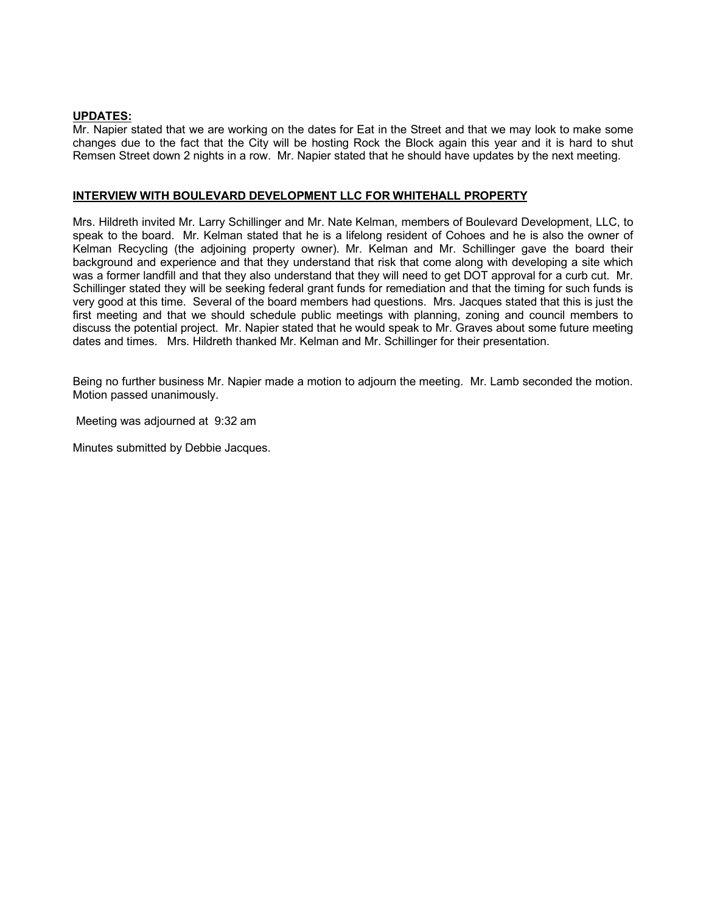**UPDATES:**

Mr. Napier stated that we are working on the dates for Eat in the Street and that we may look to make some changes due to the fact that the City will be hosting Rock the Block again this year and it is hard to shut Remsen Street down 2 nights in a row. Mr. Napier stated that he should have updates by the next meeting.

**INTERVIEW WITH BOULEVARD DEVELOPMENT LLC FOR WHITEHALL PROPERTY**

Mrs. Hildreth invited Mr. Larry Schillinger and Mr. Nate Kelman, members of Boulevard Development, LLC, to speak to the board. Mr. Kelman stated that he is a lifelong resident of Cohoes and he is also the owner of Kelman Recycling (the adjoining property owner). Mr. Kelman and Mr. Schillinger gave the board their background and experience and that they understand that risk that come along with developing a site which was a former landfill and that they also understand that they will need to get DOT approval for a curb cut. Mr. Schillinger stated they will be seeking federal grant funds for remediation and that the timing for such funds is very good at this time. Several of the board members had questions. Mrs. Jacques stated that this is just the first meeting and that we should schedule public meetings with planning, zoning and council members to discuss the potential project. Mr. Napier stated that he would speak to Mr. Graves about some future meeting dates and times. Mrs. Hildreth thanked Mr. Kelman and Mr. Schillinger for their presentation.

Being no further business Mr. Napier made a motion to adjourn the meeting. Mr. Lamb seconded the motion. Motion passed unanimously.

Meeting was adjourned at 9:32 am

Minutes submitted by Debbie Jacques.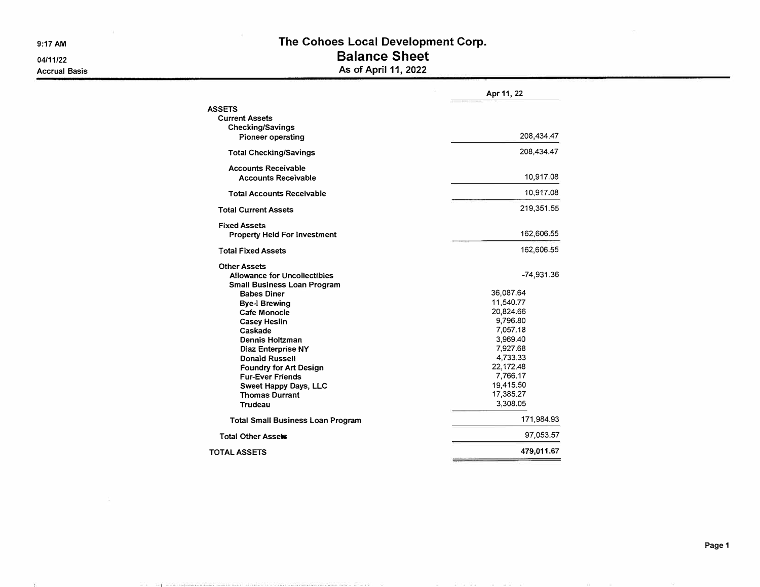# The Cohoes Local Development Corp.

## Balance Sheet

### As of April 11, 2022

9:17 AM
04/11/22
Accrual Basis

| | | Apr 11, 22 |
|---|---|---|
| **ASSETS** | | |
| **Current Assets** | | |
| **Checking/Savings** | | |
| **Pioneer operating** | | 208,434.47 |
| **Total Checking/Savings** | | 208,434.47 |
| **Accounts Receivable** | | |
| **Accounts Receivable** | | 10,917.08 |
| **Total Accounts Receivable** | | 10,917.08 |
| **Total Current Assets** | | 219,351.55 |
| **Fixed Assets** | | |
| **Property Held For Investment** | | 162,606.55 |
| **Total Fixed Assets** | | 162,606.55 |
| **Other Assets** | | |
| **Allowance for Uncollectibles** | | -74,931.36 |
| **Small Business Loan Program** | | |
| **Babes Diner** | 36,087.64 | |
| **Bye-I Brewing** | 11,540.77 | |
| **Cafe Monocle** | 20,824.66 | |
| **Casey Heslin** | 9,796.80 | |
| **Caskade** | 7,057.18 | |
| **Dennis Holtzman** | 3,969.40 | |
| **Diaz Enterprise NY** | 7,927.68 | |
| **Donald Russell** | 4,733.33 | |
| **Foundry for Art Design** | 22,172.48 | |
| **Fur-Ever Friends** | 7,766.17 | |
| **Sweet Happy Days, LLC** | 19,415.50 | |
| **Thomas Durrant** | 17,385.27 | |
| **Trudeau** | 3,308.05 | |
| **Total Small Business Loan Program** | | 171,984.93 |
| **Total Other Assets** | | 97,053.57 |
| **TOTAL ASSETS** | | **479,011.67** |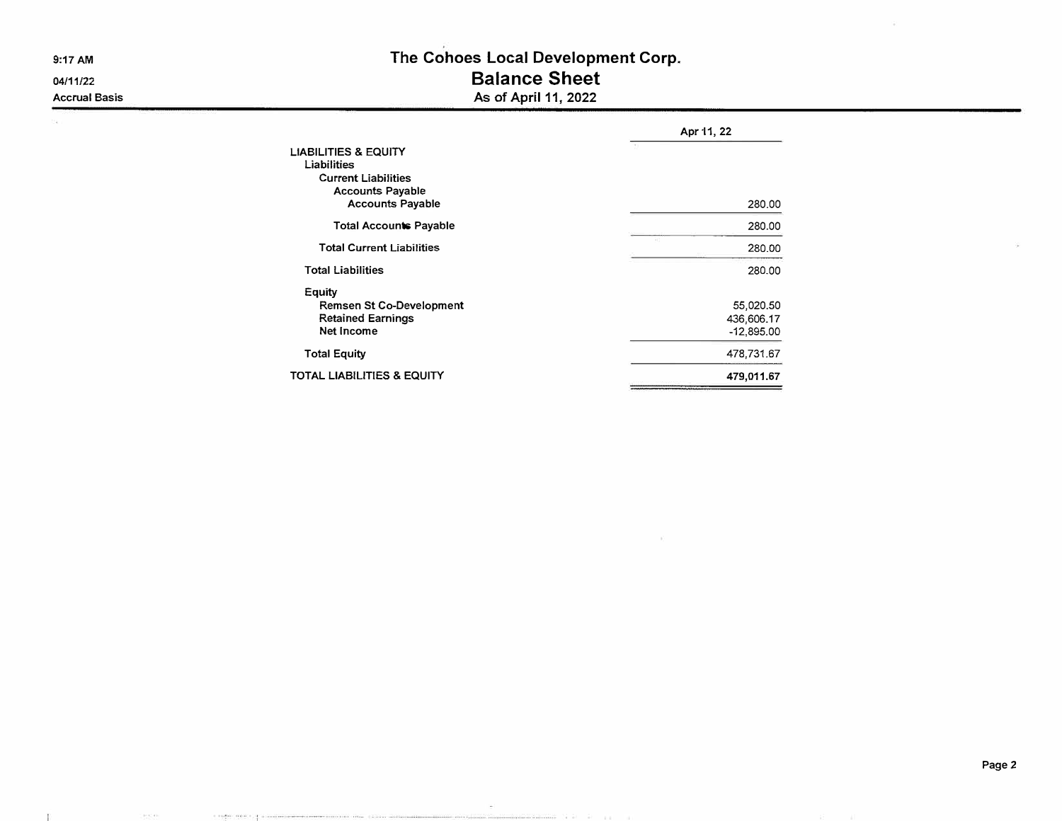# The Cohoes Local Development Corp.

## Balance Sheet

### As of April 11, 2022

9:17 AM
04/11/22
Accrual Basis

| | Apr 11, 22 |
|---|---|
| **LIABILITIES & EQUITY** | |
| **Liabilities** | |
| **Current Liabilities** | |
| **Accounts Payable** | |
| **Accounts Payable** | 280.00 |
| **Total Accounts Payable** | 280.00 |
| **Total Current Liabilities** | 280.00 |
| **Total Liabilities** | 280.00 |
| **Equity** | |
| **Remsen St Co-Development** | 55,020.50 |
| **Retained Earnings** | 436,606.17 |
| **Net Income** | -12,895.00 |
| **Total Equity** | 478,731.67 |
| **TOTAL LIABILITIES & EQUITY** | **479,011.67** |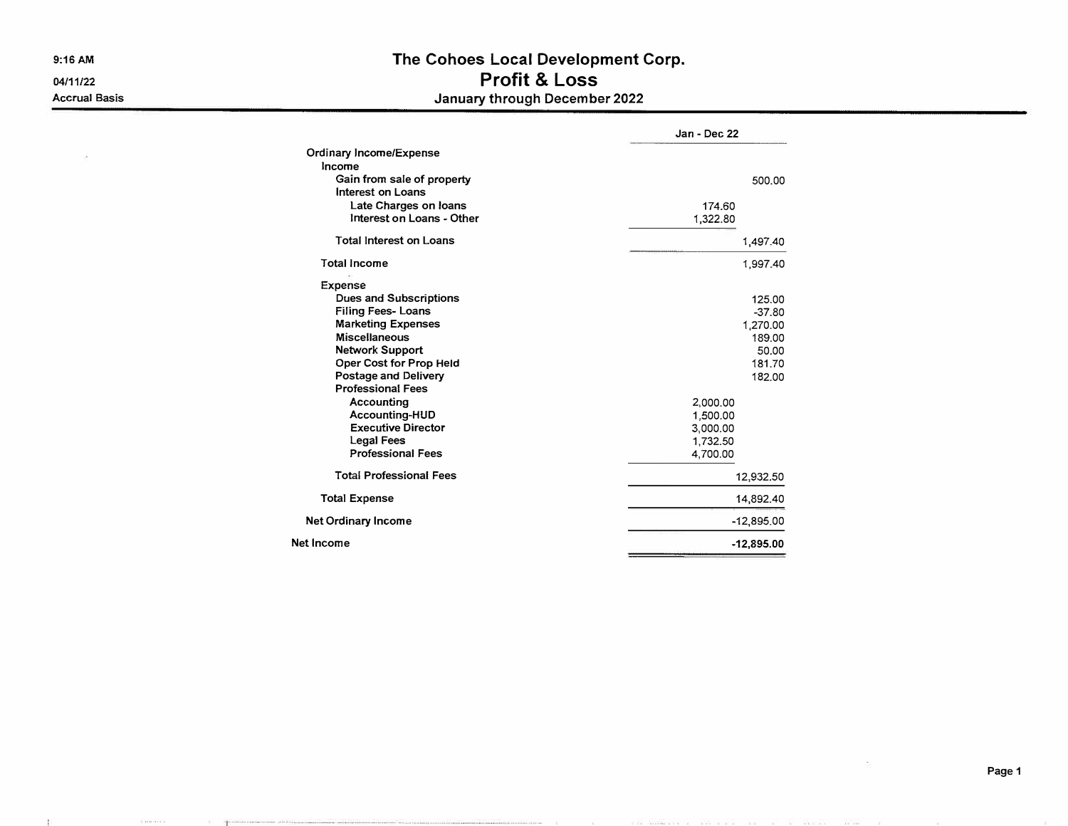9:16 AM
04/11/22
Accrual Basis

# The Cohoes Local Development Corp.
## Profit & Loss
### January through December 2022

| | | Jan - Dec 22 |
|---|---|---|
| **Ordinary Income/Expense** | | |
| **Income** | | |
| Gain from sale of property | | 500.00 |
| Interest on Loans | | |
| Late Charges on loans | 174.60 | |
| Interest on Loans - Other | 1,322.80 | |
| **Total Interest on Loans** | | 1,497.40 |
| **Total Income** | | 1,997.40 |
| **Expense** | | |
| Dues and Subscriptions | | 125.00 |
| Filing Fees- Loans | | -37.80 |
| Marketing Expenses | | 1,270.00 |
| Miscellaneous | | 189.00 |
| Network Support | | 50.00 |
| Oper Cost for Prop Held | | 181.70 |
| Postage and Delivery | | 182.00 |
| Professional Fees | | |
| Accounting | 2,000.00 | |
| Accounting-HUD | 1,500.00 | |
| Executive Director | 3,000.00 | |
| Legal Fees | 1,732.50 | |
| Professional Fees | 4,700.00 | |
| **Total Professional Fees** | | 12,932.50 |
| **Total Expense** | | 14,892.40 |
| **Net Ordinary Income** | | -12,895.00 |
| **Net Income** | | **-12,895.00** |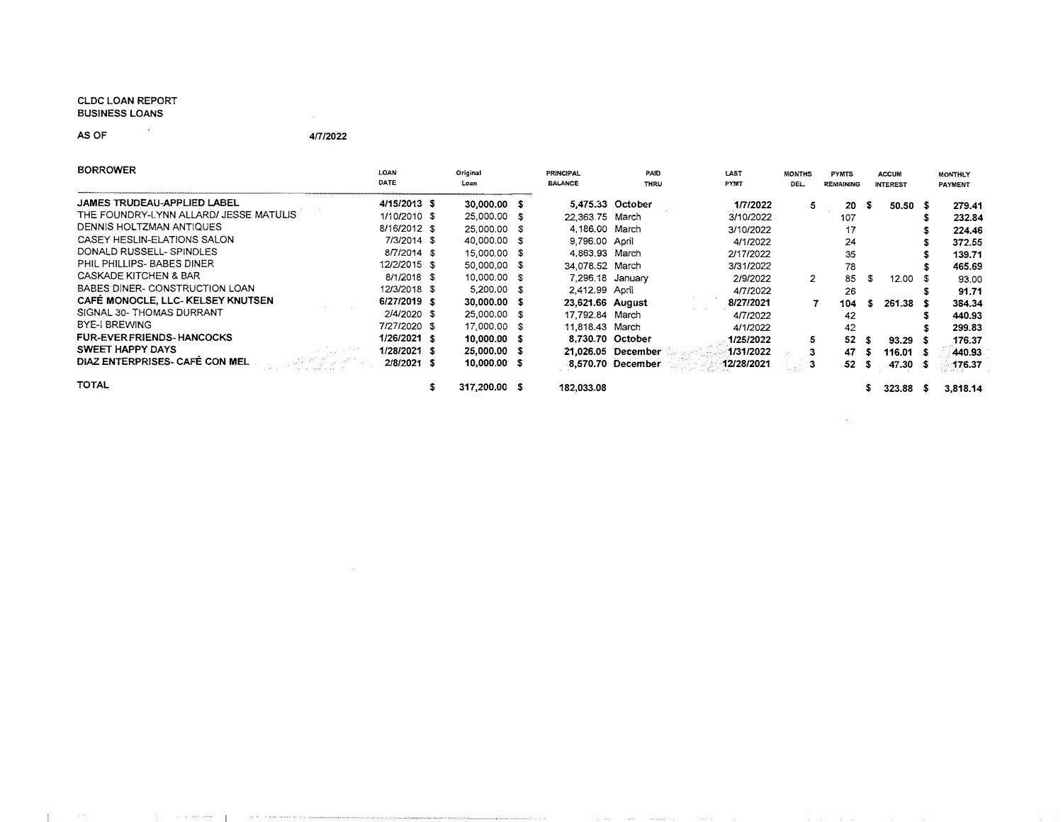CLDC LOAN REPORT
BUSINESS LOANS

AS OF 4/7/2022

| BORROWER | LOAN DATE | Original Loan | PRINCIPAL BALANCE | PAID THRU | LAST PYMT | MONTHS DEL. | PYMTS REMAINING | ACCUM INTEREST | MONTHLY PAYMENT |
|---|---|---|---|---|---|---|---|---|---|
| **JAMES TRUDEAU-APPLIED LABEL** | **4/15/2013** | **$ 30,000.00** | **$ 5,475.33** | **October** | **1/7/2022** | **5** | **20** | **$ 50.50** | **$ 279.41** |
| THE FOUNDRY-LYNN ALLARD/ JESSE MATULIS | 1/10/2010 | $ 25,000.00 | $ 22,363.75 | March | 3/10/2022 | | 107 | | $ 232.84 |
| DENNIS HOLTZMAN ANTIQUES | 8/16/2012 | $ 25,000.00 | $ 4,186.00 | March | 3/10/2022 | | 17 | | $ 224.46 |
| CASEY HESLIN-ELATIONS SALON | 7/3/2014 | $ 40,000.00 | $ 9,796.00 | April | 4/1/2022 | | 24 | | $ 372.55 |
| DONALD RUSSELL- SPINDLES | 8/7/2014 | $ 15,000.00 | $ 4,863.93 | March | 2/17/2022 | | 35 | | $ 139.71 |
| PHIL PHILLIPS- BABES DINER | 12/2/2015 | $ 50,000.00 | $ 34,078.52 | March | 3/31/2022 | | 78 | | $ 465.69 |
| CASKADE KITCHEN & BAR | 8/1/2018 | $ 10,000.00 | $ 7,296.18 | January | 2/9/2022 | 2 | 85 | $ 12.00 | $ 93.00 |
| BABES DINER- CONSTRUCTION LOAN | 12/3/2018 | $ 5,200.00 | $ 2,412.99 | April | 4/7/2022 | | 26 | | $ 91.71 |
| **CAFÉ MONOCLE, LLC- KELSEY KNUTSEN** | **6/27/2019** | **$ 30,000.00** | **$ 23,621.66** | **August** | **8/27/2021** | **7** | **104** | **$ 261.38** | **$ 384.34** |
| SIGNAL 30- THOMAS DURRANT | 2/4/2020 | $ 25,000.00 | $ 17,792.84 | March | 4/7/2022 | | 42 | | $ 440.93 |
| BYE-I BREWING | 7/27/2020 | $ 17,000.00 | $ 11,818.43 | March | 4/1/2022 | | 42 | | $ 299.83 |
| **FUR-EVER FRIENDS- HANCOCKS** | **1/26/2021** | **$ 10,000.00** | **$ 8,730.70** | **October** | **1/25/2022** | **5** | **52** | **$ 93.29** | **$ 176.37** |
| **SWEET HAPPY DAYS** | **1/28/2021** | **$ 25,000.00** | **$ 21,026.05** | **December** | **1/31/2022** | **3** | **47** | **$ 116.01** | **$ 440.93** |
| **DIAZ ENTERPRISES- CAFÉ CON MEL** | **2/8/2021** | **$ 10,000.00** | **$ 8,570.70** | **December** | **12/28/2021** | **3** | **52** | **$ 47.30** | **$ 176.37** |
| **TOTAL** | | **$ 317,200.00** | **$ 182,033.08** | | | | | **$ 323.88** | **$ 3,818.14** |